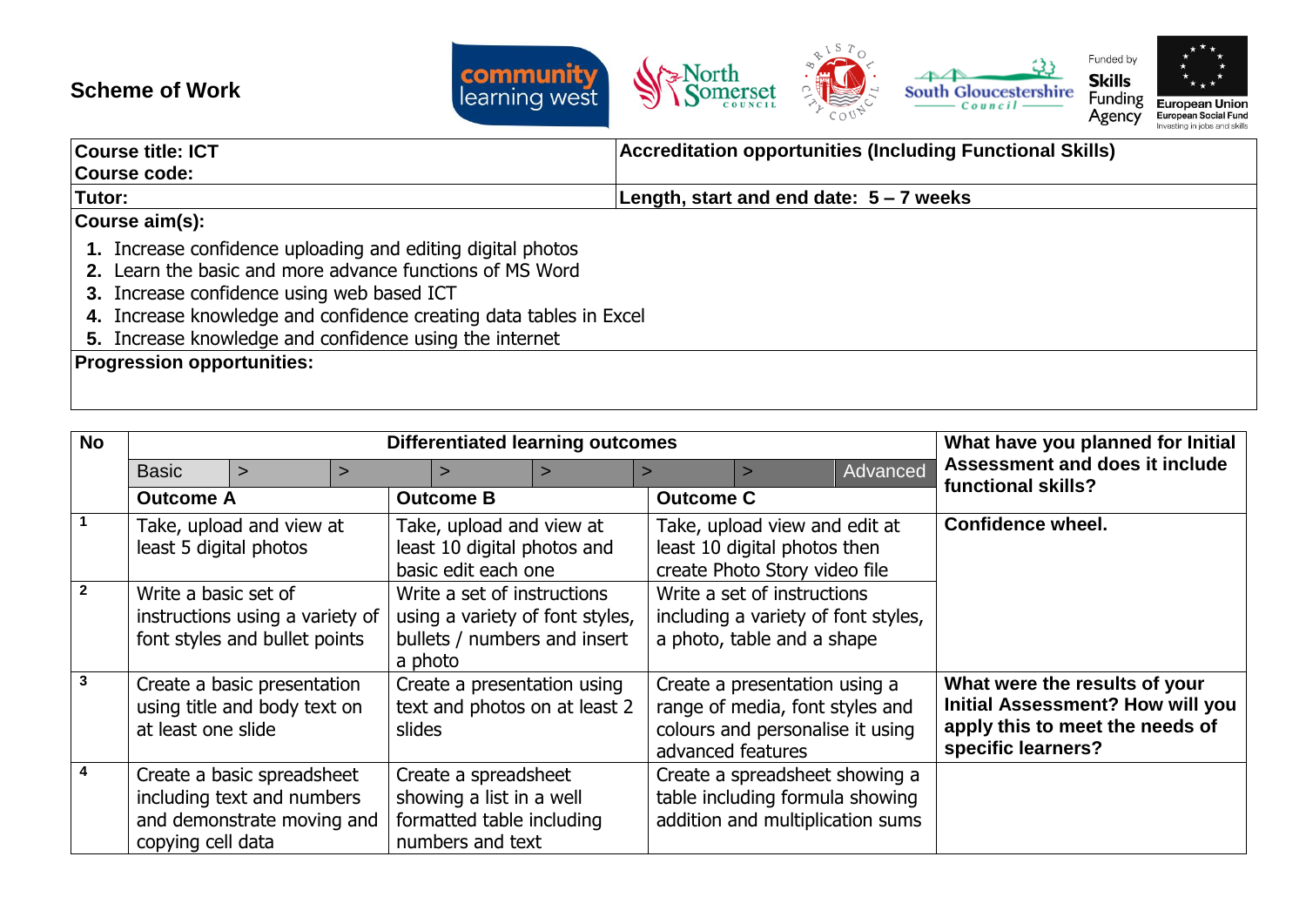# Scheme of Work

| Course title: ICT<br>Course code: | Accreditation opportunities (Including Functional Skills) |
|---|---|
| **Tutor:** | **Length, start and end date: 5 – 7 weeks** |

**Course aim(s):**

1. Increase confidence uploading and editing digital photos
2. Learn the basic and more advance functions of MS Word
3. Increase confidence using web based ICT
4. Increase knowledge and confidence creating data tables in Excel
5. Increase knowledge and confidence using the internet

**Progression opportunities:**

| No | Differentiated learning outcomes<br>Basic > > > > > > Advanced | | | What have you planned for Initial Assessment and does it include functional skills? |
|---|---|---|---|---|
| | **Outcome A** | **Outcome B** | **Outcome C** | |
| 1 | Take, upload and view at least 5 digital photos | Take, upload and view at least 10 digital photos and basic edit each one | Take, upload view and edit at least 10 digital photos then create Photo Story video file | **Confidence wheel.** |
| 2 | Write a basic set of instructions using a variety of font styles and bullet points | Write a set of instructions using a variety of font styles, bullets / numbers and insert a photo | Write a set of instructions including a variety of font styles, a photo, table and a shape | |
| 3 | Create a basic presentation using title and body text on at least one slide | Create a presentation using text and photos on at least 2 slides | Create a presentation using a range of media, font styles and colours and personalise it using advanced features | **What were the results of your Initial Assessment? How will you apply this to meet the needs of specific learners?** |
| 4 | Create a basic spreadsheet including text and numbers and demonstrate moving and copying cell data | Create a spreadsheet showing a list in a well formatted table including numbers and text | Create a spreadsheet showing a table including formula showing addition and multiplication sums | |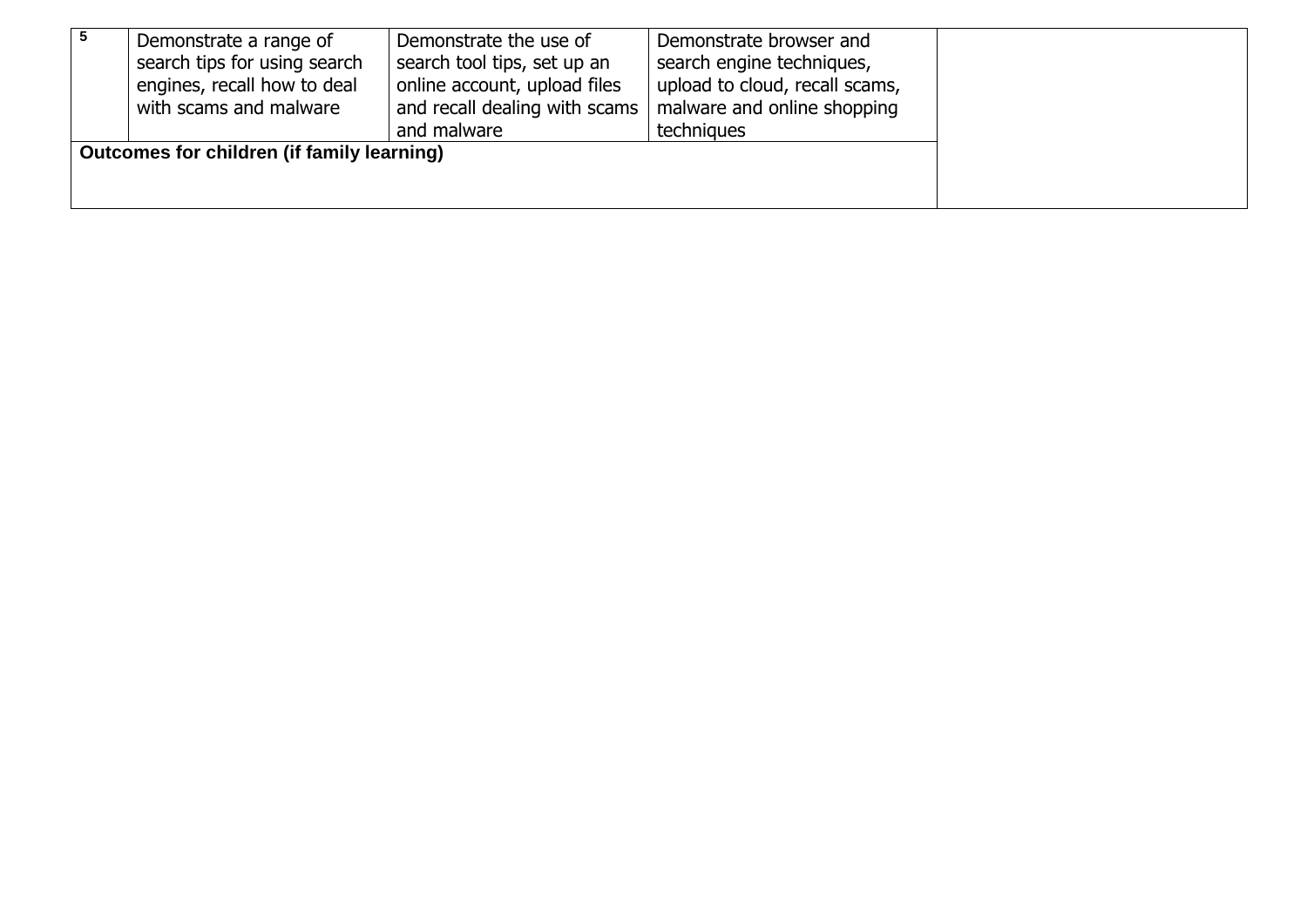| 5 | Demonstrate a range of search tips for using search engines, recall how to deal with scams and malware | Demonstrate the use of search tool tips, set up an online account, upload files and recall dealing with scams and malware | Demonstrate browser and search engine techniques, upload to cloud, recall scams, malware and online shopping techniques | |
|---|---|---|---|---|
| **Outcomes for children (if family learning)** | | | | |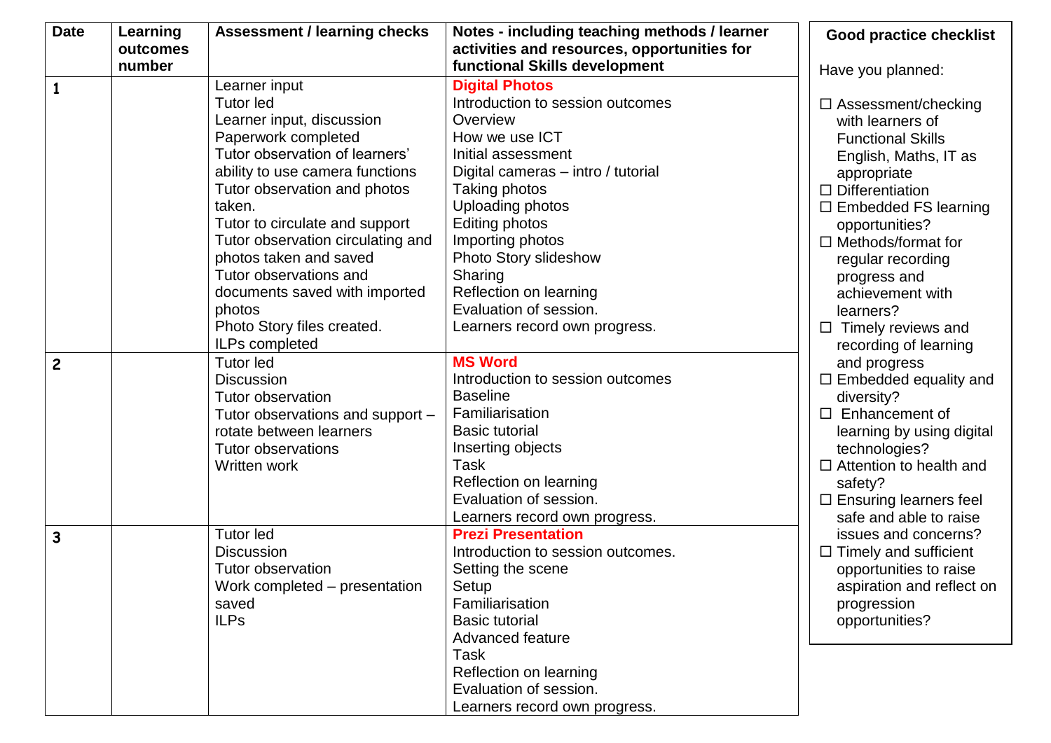| Date | Learning outcomes number | Assessment / learning checks | Notes - including teaching methods / learner activities and resources, opportunities for functional Skills development |
|---|---|---|---|
| 1 | | Learner input<br>Tutor led<br>Learner input, discussion<br>Paperwork completed<br>Tutor observation of learners' ability to use camera functions<br>Tutor observation and photos taken.<br>Tutor to circulate and support<br>Tutor observation circulating and photos taken and saved<br>Tutor observations and documents saved with imported photos<br>Photo Story files created.<br>ILPs completed | **Digital Photos**<br>Introduction to session outcomes<br>Overview<br>How we use ICT<br>Initial assessment<br>Digital cameras – intro / tutorial<br>Taking photos<br>Uploading photos<br>Editing photos<br>Importing photos<br>Photo Story slideshow<br>Sharing<br>Reflection on learning<br>Evaluation of session.<br>Learners record own progress. |
| 2 | | Tutor led<br>Discussion<br>Tutor observation<br>Tutor observations and support – rotate between learners<br>Tutor observations<br>Written work | **MS Word**<br>Introduction to session outcomes<br>Baseline<br>Familiarisation<br>Basic tutorial<br>Inserting objects<br>Task<br>Reflection on learning<br>Evaluation of session.<br>Learners record own progress. |
| 3 | | Tutor led<br>Discussion<br>Tutor observation<br>Work completed – presentation saved<br>ILPs | **Prezi Presentation**<br>Introduction to session outcomes.<br>Setting the scene<br>Setup<br>Familiarisation<br>Basic tutorial<br>Advanced feature<br>Task<br>Reflection on learning<br>Evaluation of session.<br>Learners record own progress. |

**Good practice checklist**

Have you planned:

- ☐ Assessment/checking with learners of Functional Skills English, Maths, IT as appropriate
- ☐ Differentiation
- ☐ Embedded FS learning opportunities?
- ☐ Methods/format for regular recording progress and achievement with learners?
- ☐ Timely reviews and recording of learning and progress
- ☐ Embedded equality and diversity?
- ☐ Enhancement of learning by using digital technologies?
- ☐ Attention to health and safety?
- ☐ Ensuring learners feel safe and able to raise issues and concerns?
- ☐ Timely and sufficient opportunities to raise aspiration and reflect on progression opportunities?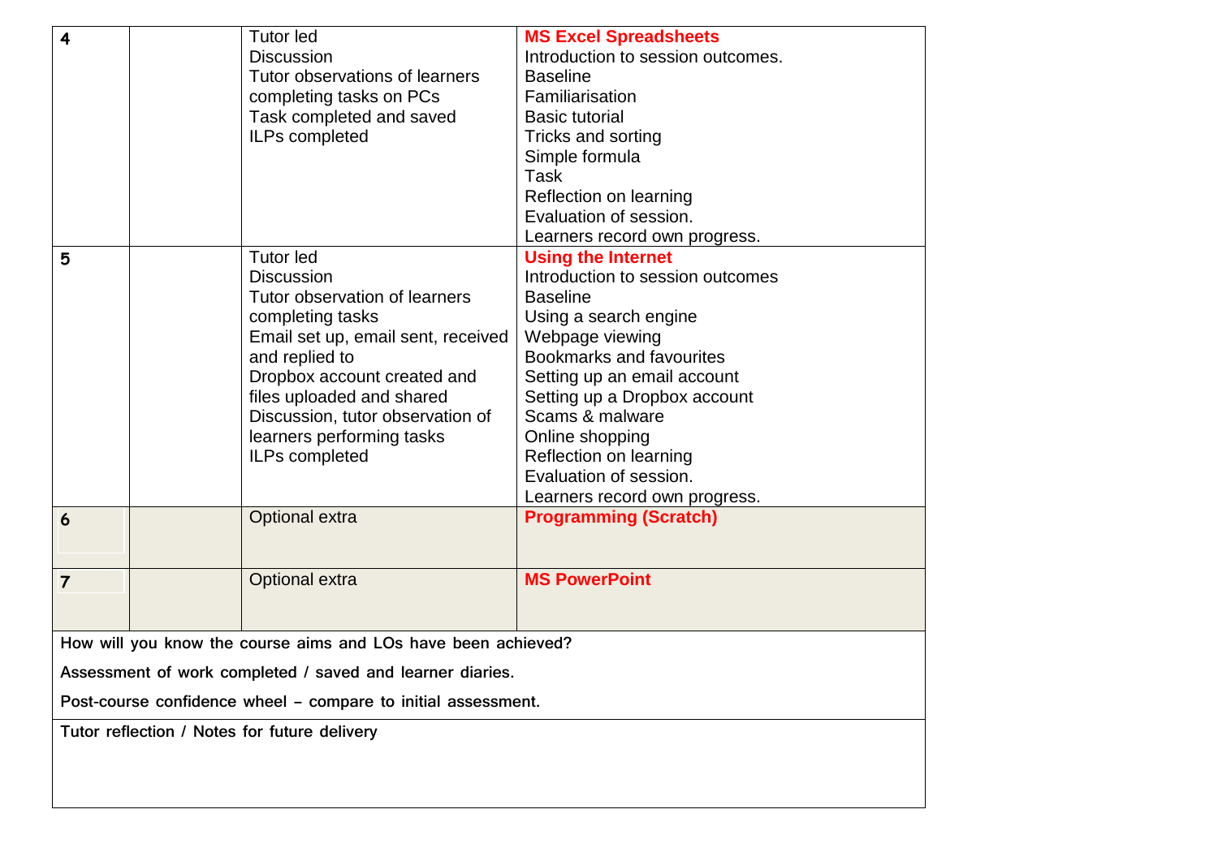| | | | |
|---|---|---|---|
| **4** | | Tutor led<br>Discussion<br>Tutor observations of learners completing tasks on PCs<br>Task completed and saved<br>ILPs completed | **MS Excel Spreadsheets**<br>Introduction to session outcomes.<br>Baseline<br>Familiarisation<br>Basic tutorial<br>Tricks and sorting<br>Simple formula<br>Task<br>Reflection on learning<br>Evaluation of session.<br>Learners record own progress. |
| **5** | | Tutor led<br>Discussion<br>Tutor observation of learners completing tasks<br>Email set up, email sent, received and replied to<br>Dropbox account created and files uploaded and shared<br>Discussion, tutor observation of learners performing tasks<br>ILPs completed | **Using the Internet**<br>Introduction to session outcomes<br>Baseline<br>Using a search engine<br>Webpage viewing<br>Bookmarks and favourites<br>Setting up an email account<br>Setting up a Dropbox account<br>Scams & malware<br>Online shopping<br>Reflection on learning<br>Evaluation of session.<br>Learners record own progress. |
| **6** | | Optional extra | **Programming (Scratch)** |
| **7** | | Optional extra | **MS PowerPoint** |

**How will you know the course aims and LOs have been achieved?**

**Assessment of work completed / saved and learner diaries.**

**Post-course confidence wheel – compare to initial assessment.**

**Tutor reflection / Notes for future delivery**